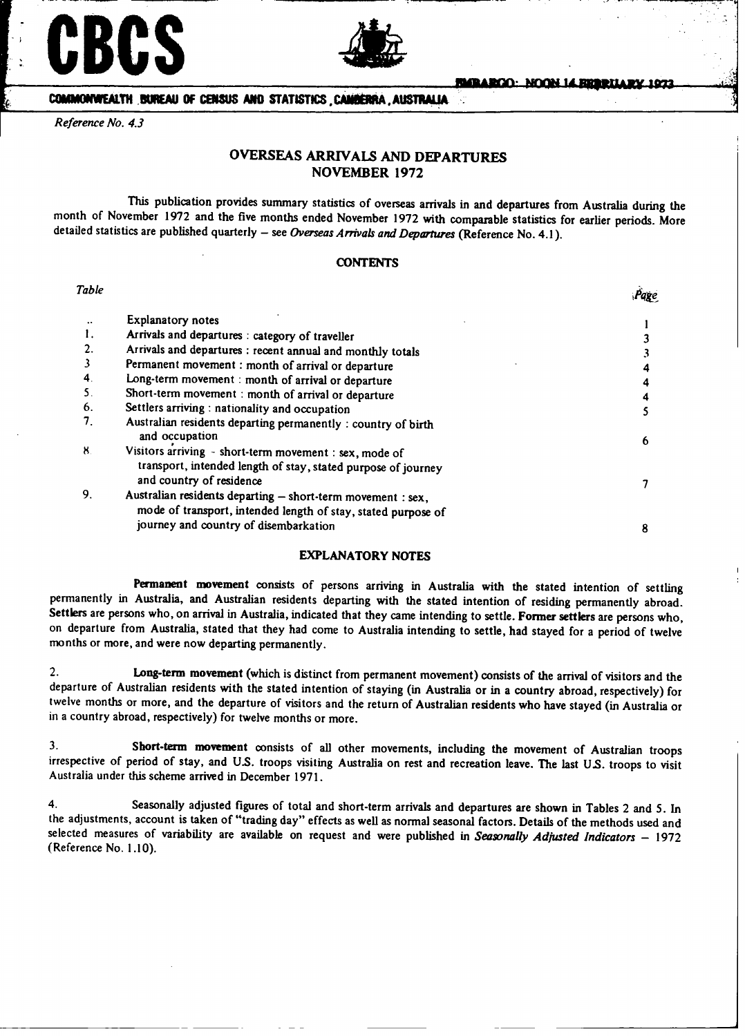# CBCS

EMBARGO: NOON 14 FEBRUARY 1973

COMMONWEALTH BUREAU OF CENSUS AND STATISTICS, CANBERRA, AUSTRALIA

*Reference No. 4.3*

## OVERSEAS ARRIVALS AND DEPARTURES
## NOVEMBER 1972

This publication provides summary statistics of overseas arrivals in and departures from Australia during the month of November 1972 and the five months ended November 1972 with comparable statistics for earlier periods. More detailed statistics are published quarterly – see *Overseas Arrivals and Departures* (Reference No. 4.1).

### CONTENTS

| Table | | Page |
|---|---|---|
| .. | Explanatory notes | 1 |
| 1. | Arrivals and departures : category of traveller | 3 |
| 2. | Arrivals and departures : recent annual and monthly totals | 3 |
| 3 | Permanent movement : month of arrival or departure | 4 |
| 4. | Long-term movement : month of arrival or departure | 4 |
| 5. | Short-term movement : month of arrival or departure | 4 |
| 6. | Settlers arriving : nationality and occupation | 5 |
| 7. | Australian residents departing permanently : country of birth and occupation | 6 |
| 8. | Visitors arriving – short-term movement : sex, mode of transport, intended length of stay, stated purpose of journey and country of residence | 7 |
| 9. | Australian residents departing – short-term movement : sex, mode of transport, intended length of stay, stated purpose of journey and country of disembarkation | 8 |

### EXPLANATORY NOTES

**Permanent movement** consists of persons arriving in Australia with the stated intention of settling permanently in Australia, and Australian residents departing with the stated intention of residing permanently abroad. **Settlers** are persons who, on arrival in Australia, indicated that they came intending to settle. **Former settlers** are persons who, on departure from Australia, stated that they had come to Australia intending to settle, had stayed for a period of twelve months or more, and were now departing permanently.

2. **Long-term movement** (which is distinct from permanent movement) consists of the arrival of visitors and the departure of Australian residents with the stated intention of staying (in Australia or in a country abroad, respectively) for twelve months or more, and the departure of visitors and the return of Australian residents who have stayed (in Australia or in a country abroad, respectively) for twelve months or more.

3. **Short-term movement** consists of all other movements, including the movement of Australian troops irrespective of period of stay, and U.S. troops visiting Australia on rest and recreation leave. The last U.S. troops to visit Australia under this scheme arrived in December 1971.

4. Seasonally adjusted figures of total and short-term arrivals and departures are shown in Tables 2 and 5. In the adjustments, account is taken of "trading day" effects as well as normal seasonal factors. Details of the methods used and selected measures of variability are available on request and were published in *Seasonally Adjusted Indicators – 1972* (Reference No. 1.10).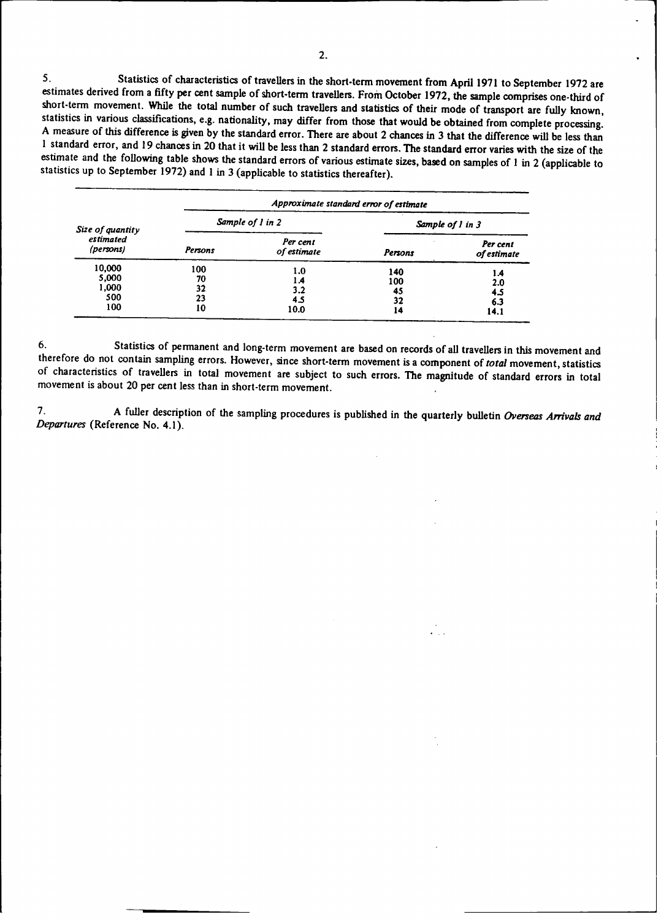5. Statistics of characteristics of travellers in the short-term movement from April 1971 to September 1972 are estimates derived from a fifty per cent sample of short-term travellers. From October 1972, the sample comprises one-third of short-term movement. While the total number of such travellers and statistics of their mode of transport are fully known, statistics in various classifications, e.g. nationality, may differ from those that would be obtained from complete processing. A measure of this difference is given by the standard error. There are about 2 chances in 3 that the difference will be less than 1 standard error, and 19 chances in 20 that it will be less than 2 standard errors. The standard error varies with the size of the estimate and the following table shows the standard errors of various estimate sizes, based on samples of 1 in 2 (applicable to statistics up to September 1972) and 1 in 3 (applicable to statistics thereafter).

| *Size of quantity estimated (persons)* | *Approximate standard error of estimate* | | | |
|---|---|---|---|---|
| | *Sample of 1 in 2* | | *Sample of 1 in 3* | |
| | *Persons* | *Per cent of estimate* | *Persons* | *Per cent of estimate* |
| 10,000 | 100 | 1.0 | 140 | 1.4 |
| 5,000 | 70 | 1.4 | 100 | 2.0 |
| 1,000 | 32 | 3.2 | 45 | 4.5 |
| 500 | 23 | 4.5 | 32 | 6.3 |
| 100 | 10 | 10.0 | 14 | 14.1 |

6. Statistics of permanent and long-term movement are based on records of all travellers in this movement and therefore do not contain sampling errors. However, since short-term movement is a component of *total* movement, statistics of characteristics of travellers in total movement are subject to such errors. The magnitude of standard errors in total movement is about 20 per cent less than in short-term movement.

7. A fuller description of the sampling procedures is published in the quarterly bulletin *Overseas Arrivals and Departures* (Reference No. 4.1).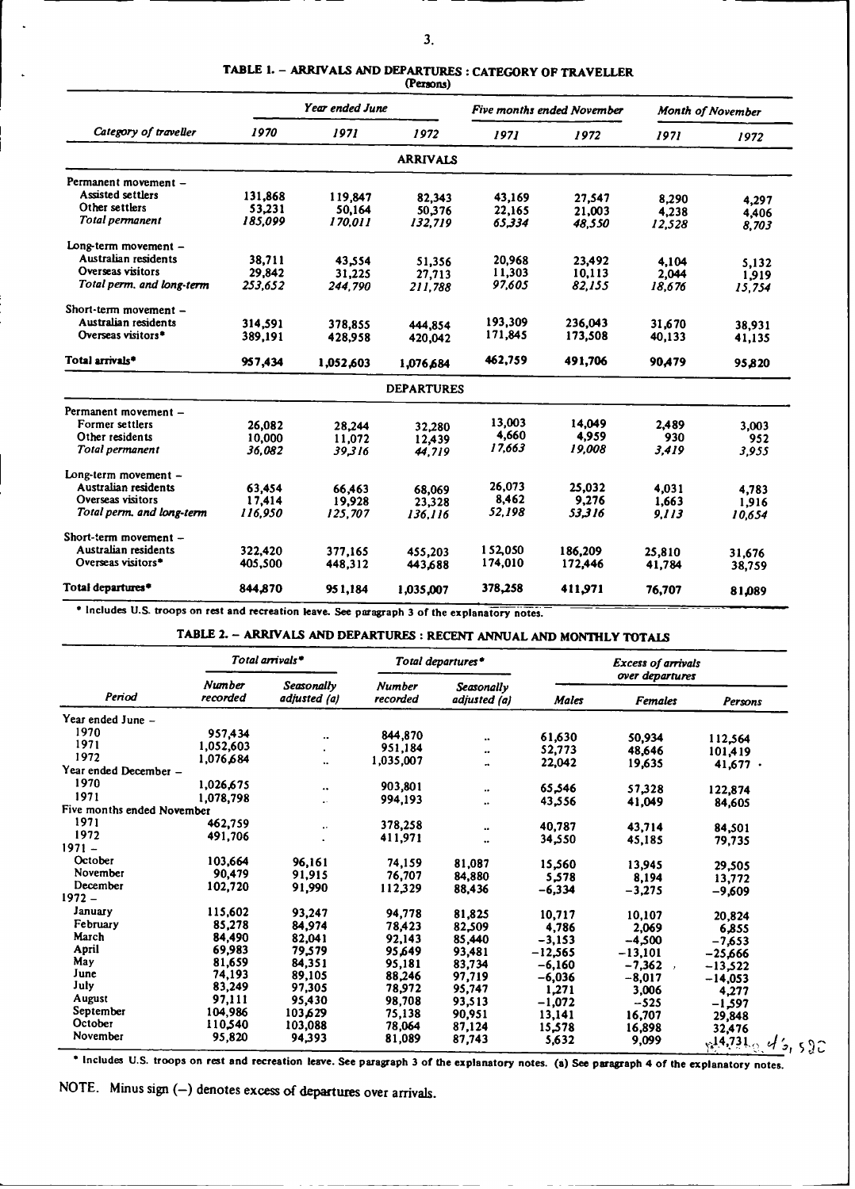## TABLE 1. – ARRIVALS AND DEPARTURES : CATEGORY OF TRAVELLER

(Persons)

| Category of traveller | Year ended June | | | Five months ended November | | Month of November | |
|---|---|---|---|---|---|---|---|
| | 1970 | 1971 | 1972 | 1971 | 1972 | 1971 | 1972 |
| **ARRIVALS** | | | | | | | |
| Permanent movement – | | | | | | | |
| Assisted settlers | 131,868 | 119,847 | 82,343 | 43,169 | 27,547 | 8,290 | 4,297 |
| Other settlers | 53,231 | 50,164 | 50,376 | 22,165 | 21,003 | 4,238 | 4,406 |
| *Total permanent* | *185,099* | *170,011* | *132,719* | *65,334* | *48,550* | *12,528* | *8,703* |
| Long-term movement – | | | | | | | |
| Australian residents | 38,711 | 43,554 | 51,356 | 20,968 | 23,492 | 4,104 | 5,132 |
| Overseas visitors | 29,842 | 31,225 | 27,713 | 11,303 | 10,113 | 2,044 | 1,919 |
| *Total perm. and long-term* | *253,652* | *244,790* | *211,788* | *97,605* | *82,155* | *18,676* | *15,754* |
| Short-term movement – | | | | | | | |
| Australian residents | 314,591 | 378,855 | 444,854 | 193,309 | 236,043 | 31,670 | 38,931 |
| Overseas visitors* | 389,191 | 428,958 | 420,042 | 171,845 | 173,508 | 40,133 | 41,135 |
| **Total arrivals*** | **957,434** | **1,052,603** | **1,076,684** | **462,759** | **491,706** | **90,479** | **95,820** |
| **DEPARTURES** | | | | | | | |
| Permanent movement – | | | | | | | |
| Former settlers | 26,082 | 28,244 | 32,280 | 13,003 | 14,049 | 2,489 | 3,003 |
| Other residents | 10,000 | 11,072 | 12,439 | 4,660 | 4,959 | 930 | 952 |
| *Total permanent* | *36,082* | *39,316* | *44,719* | *17,663* | *19,008* | *3,419* | *3,955* |
| Long-term movement – | | | | | | | |
| Australian residents | 63,454 | 66,463 | 68,069 | 26,073 | 25,032 | 4,031 | 4,783 |
| Overseas visitors | 17,414 | 19,928 | 23,328 | 8,462 | 9,276 | 1,663 | 1,916 |
| *Total perm. and long-term* | *116,950* | *125,707* | *136,116* | *52,198* | *53,316* | *9,113* | *10,654* |
| Short-term movement – | | | | | | | |
| Australian residents | 322,420 | 377,165 | 455,203 | 152,050 | 186,209 | 25,810 | 31,676 |
| Overseas visitors* | 405,500 | 448,312 | 443,688 | 174,010 | 172,446 | 41,784 | 38,759 |
| **Total departures*** | **844,870** | **951,184** | **1,035,007** | **378,258** | **411,971** | **76,707** | **81,089** |

\* Includes U.S. troops on rest and recreation leave. See paragraph 3 of the explanatory notes.

## TABLE 2. – ARRIVALS AND DEPARTURES : RECENT ANNUAL AND MONTHLY TOTALS

| Period | Total arrivals* | | Total departures* | | Excess of arrivals over departures | | |
|---|---|---|---|---|---|---|---|
| | Number recorded | Seasonally adjusted (a) | Number recorded | Seasonally adjusted (a) | Males | Females | Persons |
| Year ended June – | | | | | | | |
| 1970 | 957,434 | .. | 844,870 | .. | 61,630 | 50,934 | 112,564 |
| 1971 | 1,052,603 | . | 951,184 | .. | 52,773 | 48,646 | 101,419 |
| 1972 | 1,076,684 | .. | 1,035,007 | .. | 22,042 | 19,635 | 41,677 |
| Year ended December – | | | | | | | |
| 1970 | 1,026,675 | .. | 903,801 | .. | 65,546 | 57,328 | 122,874 |
| 1971 | 1,078,798 | .. | 994,193 | .. | 43,556 | 41,049 | 84,605 |
| Five months ended November | | | | | | | |
| 1971 | 462,759 | .. | 378,258 | .. | 40,787 | 43,714 | 84,501 |
| 1972 | 491,706 | . | 411,971 | .. | 34,550 | 45,185 | 79,735 |
| 1971 – | | | | | | | |
| October | 103,664 | 96,161 | 74,159 | 81,087 | 15,560 | 13,945 | 29,505 |
| November | 90,479 | 91,915 | 76,707 | 84,880 | 5,578 | 8,194 | 13,772 |
| December | 102,720 | 91,990 | 112,329 | 88,436 | −6,334 | −3,275 | −9,609 |
| 1972 – | | | | | | | |
| January | 115,602 | 93,247 | 94,778 | 81,825 | 10,717 | 10,107 | 20,824 |
| February | 85,278 | 84,974 | 78,423 | 82,509 | 4,786 | 2,069 | 6,855 |
| March | 84,490 | 82,041 | 92,143 | 85,440 | −3,153 | −4,500 | −7,653 |
| April | 69,983 | 79,579 | 95,649 | 93,481 | −12,565 | −13,101 | −25,666 |
| May | 81,659 | 84,351 | 95,181 | 83,734 | −6,160 | −7,362 | −13,522 |
| June | 74,193 | 89,105 | 88,246 | 97,719 | −6,036 | −8,017 | −14,053 |
| July | 83,249 | 97,305 | 78,972 | 95,747 | 1,271 | 3,006 | 4,277 |
| August | 97,111 | 95,430 | 98,708 | 93,513 | −1,072 | −525 | −1,597 |
| September | 104,986 | 103,629 | 75,138 | 90,951 | 13,141 | 16,707 | 29,848 |
| October | 110,540 | 103,088 | 78,064 | 87,124 | 15,578 | 16,898 | 32,476 |
| November | 95,820 | 94,393 | 81,089 | 87,743 | 5,632 | 9,099 | 14,731 |

\* Includes U.S. troops on rest and recreation leave. See paragraph 3 of the explanatory notes. (a) See paragraph 4 of the explanatory notes.

NOTE. Minus sign (−) denotes excess of departures over arrivals.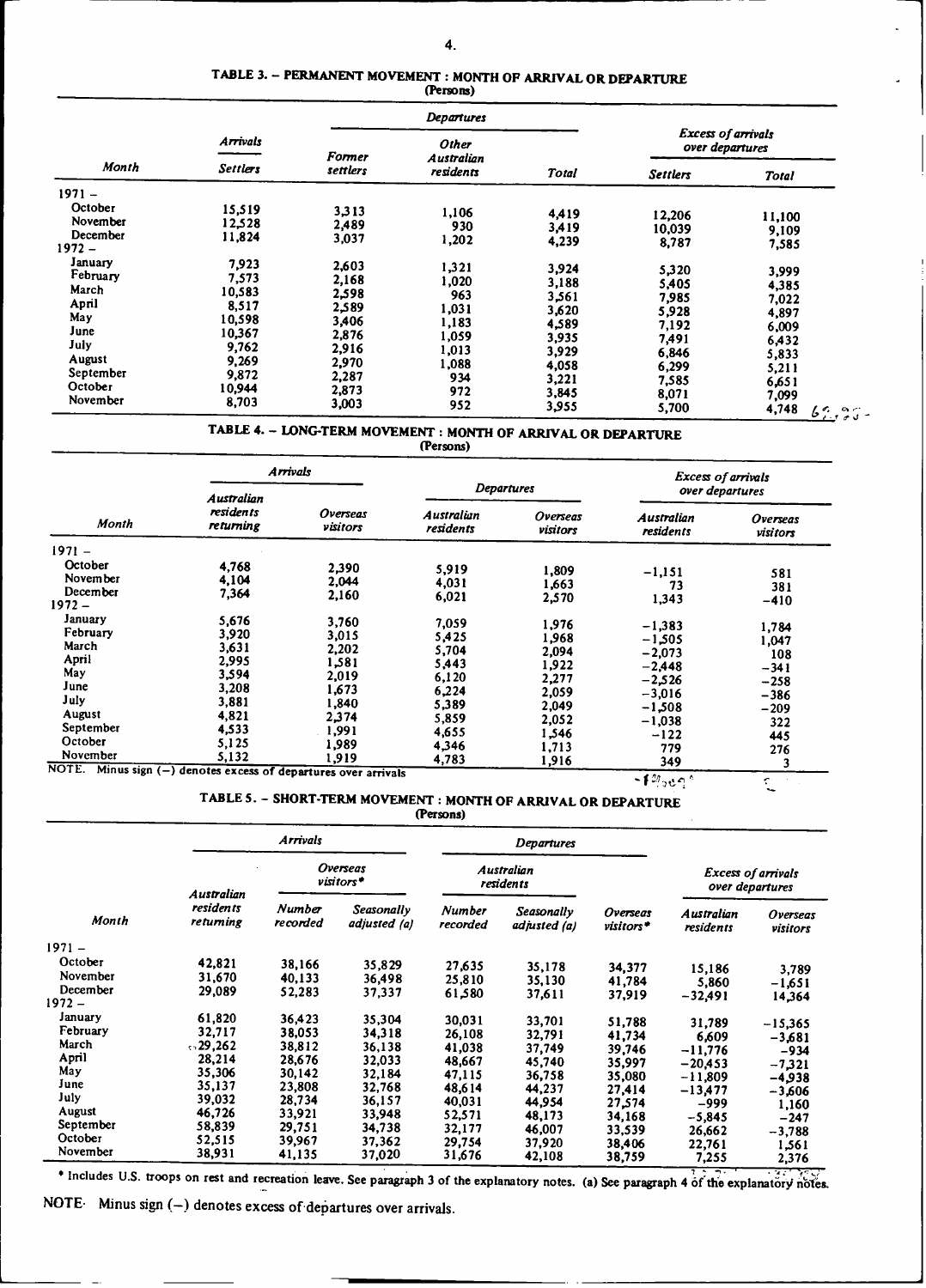## TABLE 3. – PERMANENT MOVEMENT : MONTH OF ARRIVAL OR DEPARTURE

(Persons)

| Month | Arrivals | Departures | | | Excess of arrivals over departures | |
|---|---|---|---|---|---|---|
| | Settlers | Former settlers | Other Australian residents | Total | Settlers | Total |
| 1971 – | | | | | | |
| October | 15,519 | 3,313 | 1,106 | 4,419 | 12,206 | 11,100 |
| November | 12,528 | 2,489 | 930 | 3,419 | 10,039 | 9,109 |
| December | 11,824 | 3,037 | 1,202 | 4,239 | 8,787 | 7,585 |
| 1972 – | | | | | | |
| January | 7,923 | 2,603 | 1,321 | 3,924 | 5,320 | 3,999 |
| February | 7,573 | 2,168 | 1,020 | 3,188 | 5,405 | 4,385 |
| March | 10,583 | 2,598 | 963 | 3,561 | 7,985 | 7,022 |
| April | 8,517 | 2,589 | 1,031 | 3,620 | 5,928 | 4,897 |
| May | 10,598 | 3,406 | 1,183 | 4,589 | 7,192 | 6,009 |
| June | 10,367 | 2,876 | 1,059 | 3,935 | 7,491 | 6,432 |
| July | 9,762 | 2,916 | 1,013 | 3,929 | 6,846 | 5,833 |
| August | 9,269 | 2,970 | 1,088 | 4,058 | 6,299 | 5,211 |
| September | 9,872 | 2,287 | 934 | 3,221 | 7,585 | 6,651 |
| October | 10,944 | 2,873 | 972 | 3,845 | 8,071 | 7,099 |
| November | 8,703 | 3,003 | 952 | 3,955 | 5,700 | 4,748 |

## TABLE 4. – LONG-TERM MOVEMENT : MONTH OF ARRIVAL OR DEPARTURE

(Persons)

| Month | Arrivals | | Departures | | Excess of arrivals over departures | |
|---|---|---|---|---|---|---|
| | Australian residents returning | Overseas visitors | Australian residents | Overseas visitors | Australian residents | Overseas visitors |
| 1971 – | | | | | | |
| October | 4,768 | 2,390 | 5,919 | 1,809 | –1,151 | 581 |
| November | 4,104 | 2,044 | 4,031 | 1,663 | 73 | 381 |
| December | 7,364 | 2,160 | 6,021 | 2,570 | 1,343 | –410 |
| 1972 – | | | | | | |
| January | 5,676 | 3,760 | 7,059 | 1,976 | –1,383 | 1,784 |
| February | 3,920 | 3,015 | 5,425 | 1,968 | –1,505 | 1,047 |
| March | 3,631 | 2,202 | 5,704 | 2,094 | –2,073 | 108 |
| April | 2,995 | 1,581 | 5,443 | 1,922 | –2,448 | –341 |
| May | 3,594 | 2,019 | 6,120 | 2,277 | –2,526 | –258 |
| June | 3,208 | 1,673 | 6,224 | 2,059 | –3,016 | –386 |
| July | 3,881 | 1,840 | 5,389 | 2,049 | –1,508 | –209 |
| August | 4,821 | 2,374 | 5,859 | 2,052 | –1,038 | 322 |
| September | 4,533 | 1,991 | 4,655 | 1,546 | –122 | 445 |
| October | 5,125 | 1,989 | 4,346 | 1,713 | 779 | 276 |
| November | 5,132 | 1,919 | 4,783 | 1,916 | 349 | 3 |

NOTE. Minus sign (–) denotes excess of departures over arrivals

## TABLE 5. – SHORT-TERM MOVEMENT : MONTH OF ARRIVAL OR DEPARTURE

(Persons)

| Month | Arrivals | | | Departures | | | Excess of arrivals over departures | |
|---|---|---|---|---|---|---|---|---|
| | Australian residents returning | Overseas visitors* | | Australian residents | | Overseas visitors* | Australian residents | Overseas visitors |
| | | Number recorded | Seasonally adjusted (a) | Number recorded | Seasonally adjusted (a) | | | |
| 1971 – | | | | | | | | |
| October | 42,821 | 38,166 | 35,829 | 27,635 | 35,178 | 34,377 | 15,186 | 3,789 |
| November | 31,670 | 40,133 | 36,498 | 25,810 | 35,130 | 41,784 | 5,860 | –1,651 |
| December | 29,089 | 52,283 | 37,337 | 61,580 | 37,611 | 37,919 | –32,491 | 14,364 |
| 1972 – | | | | | | | | |
| January | 61,820 | 36,423 | 35,304 | 30,031 | 33,701 | 51,788 | 31,789 | –15,365 |
| February | 32,717 | 38,053 | 34,318 | 26,108 | 32,791 | 41,734 | 6,609 | –3,681 |
| March | 29,262 | 38,812 | 36,138 | 41,038 | 37,749 | 39,746 | –11,776 | –934 |
| April | 28,214 | 28,676 | 32,033 | 48,667 | 45,740 | 35,997 | –20,453 | –7,321 |
| May | 35,306 | 30,142 | 32,184 | 47,115 | 36,758 | 35,080 | –11,809 | –4,938 |
| June | 35,137 | 23,808 | 32,768 | 48,614 | 44,237 | 27,414 | –13,477 | –3,606 |
| July | 39,032 | 28,734 | 36,157 | 40,031 | 44,954 | 27,574 | –999 | 1,160 |
| August | 46,726 | 33,921 | 33,948 | 52,571 | 48,173 | 34,168 | –5,845 | –247 |
| September | 58,839 | 29,751 | 34,738 | 32,177 | 46,007 | 33,539 | 26,662 | –3,788 |
| October | 52,515 | 39,967 | 37,362 | 29,754 | 37,920 | 38,406 | 22,761 | 1,561 |
| November | 38,931 | 41,135 | 37,020 | 31,676 | 42,108 | 38,759 | 7,255 | 2,376 |

\* Includes U.S. troops on rest and recreation leave. See paragraph 3 of the explanatory notes. (a) See paragraph 4 of the explanatory notes.

NOTE. Minus sign (–) denotes excess of departures over arrivals.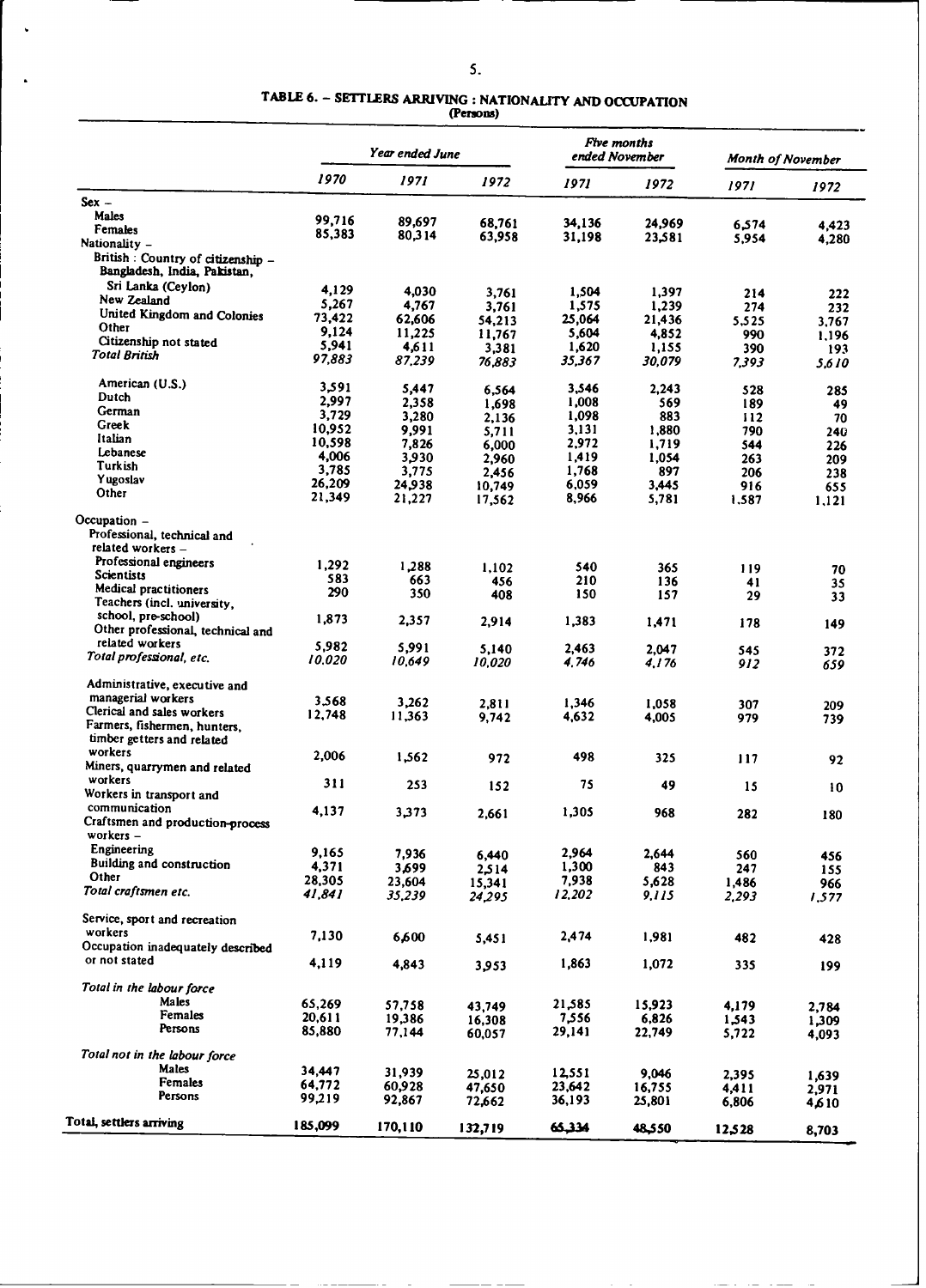## TABLE 6. – SETTLERS ARRIVING : NATIONALITY AND OCCUPATION

(Persons)

| | Year ended June | | | Five months ended November | | Month of November | |
|---|---|---|---|---|---|---|---|
| | 1970 | 1971 | 1972 | 1971 | 1972 | 1971 | 1972 |
| **Sex –** | | | | | | | |
| Males | 99,716 | 89,697 | 68,761 | 34,136 | 24,969 | 6,574 | 4,423 |
| Females | 85,383 | 80,314 | 63,958 | 31,198 | 23,581 | 5,954 | 4,280 |
| **Nationality –** | | | | | | | |
| British : Country of citizenship – | | | | | | | |
| Bangladesh, India, Pakistan, Sri Lanka (Ceylon) | 4,129 | 4,030 | 3,761 | 1,504 | 1,397 | 214 | 222 |
| New Zealand | 5,267 | 4,767 | 3,761 | 1,575 | 1,239 | 274 | 232 |
| United Kingdom and Colonies | 73,422 | 62,606 | 54,213 | 25,064 | 21,436 | 5,525 | 3,767 |
| Other | 9,124 | 11,225 | 11,767 | 5,604 | 4,852 | 990 | 1,196 |
| Citizenship not stated | 5,941 | 4,611 | 3,381 | 1,620 | 1,155 | 390 | 193 |
| *Total British* | *97,883* | *87,239* | *76,883* | *35,367* | *30,079* | *7,393* | *5,610* |
| American (U.S.) | 3,591 | 5,447 | 6,564 | 3,546 | 2,243 | 528 | 285 |
| Dutch | 2,997 | 2,358 | 1,698 | 1,008 | 569 | 189 | 49 |
| German | 3,729 | 3,280 | 2,136 | 1,098 | 883 | 112 | 70 |
| Greek | 10,952 | 9,991 | 5,711 | 3,131 | 1,880 | 790 | 240 |
| Italian | 10,598 | 7,826 | 6,000 | 2,972 | 1,719 | 544 | 226 |
| Lebanese | 4,006 | 3,930 | 2,960 | 1,419 | 1,054 | 263 | 209 |
| Turkish | 3,785 | 3,775 | 2,456 | 1,768 | 897 | 206 | 238 |
| Yugoslav | 26,209 | 24,938 | 10,749 | 6,059 | 3,445 | 916 | 655 |
| Other | 21,349 | 21,227 | 17,562 | 8,966 | 5,781 | 1,587 | 1,121 |
| **Occupation –** | | | | | | | |
| Professional, technical and related workers – | | | | | | | |
| Professional engineers | 1,292 | 1,288 | 1,102 | 540 | 365 | 119 | 70 |
| Scientists | 583 | 663 | 456 | 210 | 136 | 41 | 35 |
| Medical practitioners | 290 | 350 | 408 | 150 | 157 | 29 | 33 |
| Teachers (incl. university, school, pre-school) | 1,873 | 2,357 | 2,914 | 1,383 | 1,471 | 178 | 149 |
| Other professional, technical and related workers | 5,982 | 5,991 | 5,140 | 2,463 | 2,047 | 545 | 372 |
| *Total professional, etc.* | *10,020* | *10,649* | *10,020* | *4,746* | *4,176* | *912* | *659* |
| Administrative, executive and managerial workers | 3,568 | 3,262 | 2,811 | 1,346 | 1,058 | 307 | 209 |
| Clerical and sales workers | 12,748 | 11,363 | 9,742 | 4,632 | 4,005 | 979 | 739 |
| Farmers, fishermen, hunters, timber getters and related workers | 2,006 | 1,562 | 972 | 498 | 325 | 117 | 92 |
| Miners, quarrymen and related workers | 311 | 253 | 152 | 75 | 49 | 15 | 10 |
| Workers in transport and communication | 4,137 | 3,373 | 2,661 | 1,305 | 968 | 282 | 180 |
| Craftsmen and production-process workers – | | | | | | | |
| Engineering | 9,165 | 7,936 | 6,440 | 2,964 | 2,644 | 560 | 456 |
| Building and construction | 4,371 | 3,699 | 2,514 | 1,300 | 843 | 247 | 155 |
| Other | 28,305 | 23,604 | 15,341 | 7,938 | 5,628 | 1,486 | 966 |
| *Total craftsmen etc.* | *41,841* | *35,239* | *24,295* | *12,202* | *9,115* | *2,293* | *1,577* |
| Service, sport and recreation workers | 7,130 | 6,600 | 5,451 | 2,474 | 1,981 | 482 | 428 |
| Occupation inadequately described or not stated | 4,119 | 4,843 | 3,953 | 1,863 | 1,072 | 335 | 199 |
| *Total in the labour force* | | | | | | | |
| Males | 65,269 | 57,758 | 43,749 | 21,585 | 15,923 | 4,179 | 2,784 |
| Females | 20,611 | 19,386 | 16,308 | 7,556 | 6,826 | 1,543 | 1,309 |
| Persons | 85,880 | 77,144 | 60,057 | 29,141 | 22,749 | 5,722 | 4,093 |
| *Total not in the labour force* | | | | | | | |
| Males | 34,447 | 31,939 | 25,012 | 12,551 | 9,046 | 2,395 | 1,639 |
| Females | 64,772 | 60,928 | 47,650 | 23,642 | 16,755 | 4,411 | 2,971 |
| Persons | 99,219 | 92,867 | 72,662 | 36,193 | 25,801 | 6,806 | 4,610 |
| **Total, settlers arriving** | **185,099** | **170,110** | **132,719** | **65,334** | **48,550** | **12,528** | **8,703** |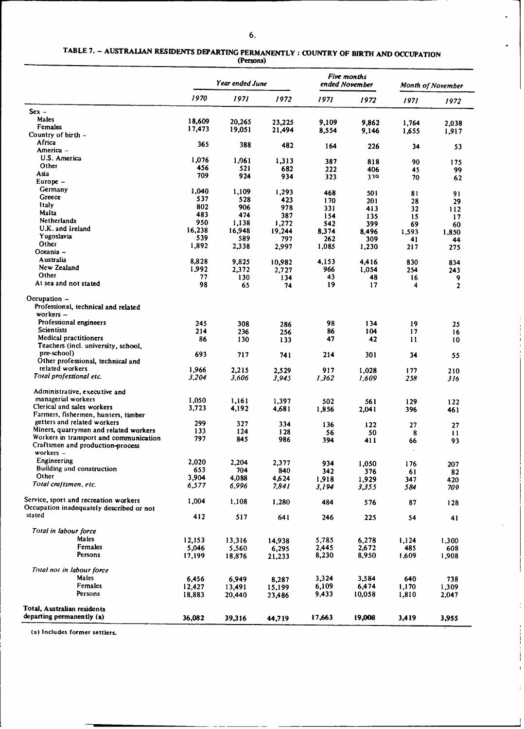## TABLE 7. – AUSTRALIAN RESIDENTS DEPARTING PERMANENTLY : COUNTRY OF BIRTH AND OCCUPATION

(Persons)

| | *Year ended June* | | | *Five months ended November* | | *Month of November* | |
|---|---|---|---|---|---|---|---|
| | *1970* | *1971* | *1972* | *1971* | *1972* | *1971* | *1972* |
| Sex – | | | | | | | |
| Males | 18,609 | 20,265 | 23,225 | 9,109 | 9,862 | 1,764 | 2,038 |
| Females | 17,473 | 19,051 | 21,494 | 8,554 | 9,146 | 1,655 | 1,917 |
| Country of birth – | | | | | | | |
| Africa | 365 | 388 | 482 | 164 | 226 | 34 | 53 |
| America – | | | | | | | |
| U.S. America | 1,076 | 1,061 | 1,313 | 387 | 818 | 90 | 175 |
| Other | 456 | 521 | 682 | 222 | 406 | 45 | 99 |
| Asia | 709 | 924 | 934 | 323 | 330 | 70 | 62 |
| Europe – | | | | | | | |
| Germany | 1,040 | 1,109 | 1,293 | 468 | 501 | 81 | 91 |
| Greece | 537 | 528 | 423 | 170 | 201 | 28 | 29 |
| Italy | 802 | 906 | 978 | 331 | 413 | 32 | 112 |
| Malta | 483 | 474 | 387 | 154 | 135 | 15 | 17 |
| Netherlands | 950 | 1,138 | 1,272 | 542 | 399 | 69 | 60 |
| U.K. and Ireland | 16,238 | 16,948 | 19,244 | 8,374 | 8,496 | 1,593 | 1,850 |
| Yugoslavia | 539 | 589 | 797 | 262 | 309 | 41 | 44 |
| Other | 1,892 | 2,338 | 2,997 | 1,085 | 1,230 | 217 | 275 |
| Oceania – | | | | | | | |
| Australia | 8,828 | 9,825 | 10,982 | 4,153 | 4,416 | 830 | 834 |
| New Zealand | 1,992 | 2,372 | 2,727 | 966 | 1,054 | 254 | 243 |
| Other | 77 | 130 | 134 | 43 | 48 | 16 | 9 |
| At sea and not stated | 98 | 65 | 74 | 19 | 17 | 4 | 2 |
| Occupation – | | | | | | | |
| Professional, technical and related workers – | | | | | | | |
| Professional engineers | 245 | 308 | 286 | 98 | 134 | 19 | 25 |
| Scientists | 214 | 236 | 256 | 86 | 104 | 17 | 16 |
| Medical practitioners | 86 | 130 | 133 | 47 | 42 | 11 | 10 |
| Teachers (incl. university, school, pre-school) | 693 | 717 | 741 | 214 | 301 | 34 | 55 |
| Other professional, technical and related workers | 1,966 | 2,215 | 2,529 | 917 | 1,028 | 177 | 210 |
| *Total professional etc.* | *3,204* | *3,606* | *3,945* | *1,362* | *1,609* | *258* | *316* |
| Administrative, executive and managerial workers | 1,050 | 1,161 | 1,397 | 502 | 561 | 129 | 122 |
| Clerical and sales workers | 3,723 | 4,192 | 4,681 | 1,856 | 2,041 | 396 | 461 |
| Farmers, fishermen, hunters, timber getters and related workers | 299 | 327 | 334 | 136 | 122 | 27 | 27 |
| Miners, quarrymen and related workers | 133 | 124 | 128 | 56 | 50 | 8 | 11 |
| Workers in transport and communication | 797 | 845 | 986 | 394 | 411 | 66 | 93 |
| Craftsmen and production-process workers – | | | | | | | |
| Engineering | 2,020 | 2,204 | 2,377 | 934 | 1,050 | 176 | 207 |
| Building and construction | 653 | 704 | 840 | 342 | 376 | 61 | 82 |
| Other | 3,904 | 4,088 | 4,624 | 1,918 | 1,929 | 347 | 420 |
| *Total craftsmen, etc.* | *6,577* | *6,996* | *7,841* | *3,194* | *3,355* | *584* | *709* |
| Service, sport and recreation workers | 1,004 | 1,108 | 1,280 | 484 | 576 | 87 | 128 |
| Occupation inadequately described or not stated | 412 | 517 | 641 | 246 | 225 | 54 | 41 |
| *Total in labour force* | | | | | | | |
| Males | 12,153 | 13,316 | 14,938 | 5,785 | 6,278 | 1,124 | 1,300 |
| Females | 5,046 | 5,560 | 6,295 | 2,445 | 2,672 | 485 | 608 |
| Persons | 17,199 | 18,876 | 21,233 | 8,230 | 8,950 | 1,609 | 1,908 |
| *Total not in labour force* | | | | | | | |
| Males | 6,456 | 6,949 | 8,287 | 3,324 | 3,584 | 640 | 738 |
| Females | 12,427 | 13,491 | 15,199 | 6,109 | 6,474 | 1,170 | 1,309 |
| Persons | 18,883 | 20,440 | 23,486 | 9,433 | 10,058 | 1,810 | 2,047 |
| **Total, Australian residents departing permanently (a)** | 36,082 | 39,316 | 44,719 | 17,663 | 19,008 | 3,419 | 3,955 |

(a) Includes former settlers.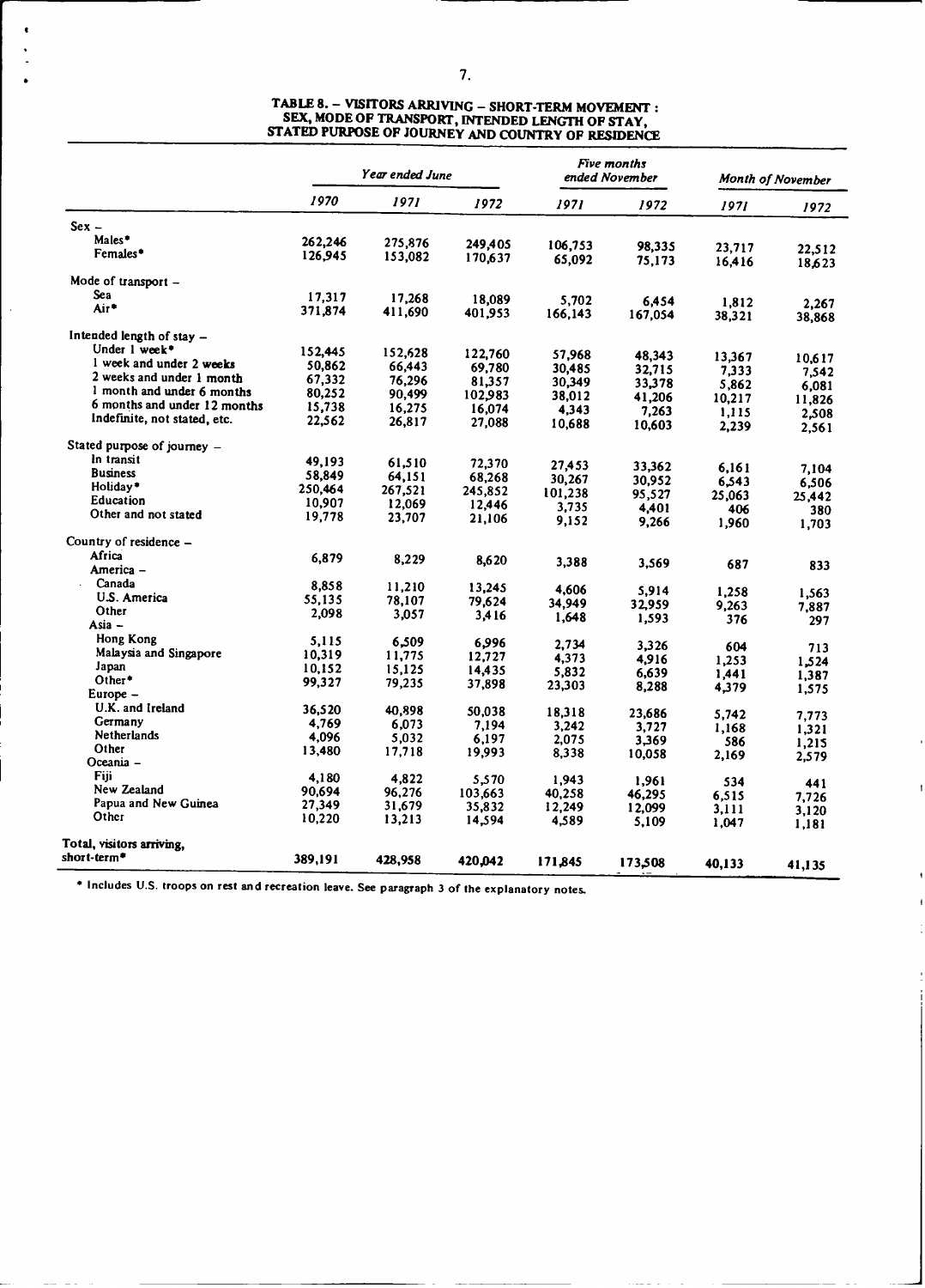### TABLE 8. – VISITORS ARRIVING – SHORT-TERM MOVEMENT : SEX, MODE OF TRANSPORT, INTENDED LENGTH OF STAY, STATED PURPOSE OF JOURNEY AND COUNTRY OF RESIDENCE

| | *Year ended June* | | | *Five months ended November* | | *Month of November* | |
|---|---|---|---|---|---|---|---|
| | *1970* | *1971* | *1972* | *1971* | *1972* | *1971* | *1972* |
| Sex – | | | | | | | |
| Males* | 262,246 | 275,876 | 249,405 | 106,753 | 98,335 | 23,717 | 22,512 |
| Females* | 126,945 | 153,082 | 170,637 | 65,092 | 75,173 | 16,416 | 18,623 |
| Mode of transport – | | | | | | | |
| Sea | 17,317 | 17,268 | 18,089 | 5,702 | 6,454 | 1,812 | 2,267 |
| Air* | 371,874 | 411,690 | 401,953 | 166,143 | 167,054 | 38,321 | 38,868 |
| Intended length of stay – | | | | | | | |
| Under 1 week* | 152,445 | 152,628 | 122,760 | 57,968 | 48,343 | 13,367 | 10,617 |
| 1 week and under 2 weeks | 50,862 | 66,443 | 69,780 | 30,485 | 32,715 | 7,333 | 7,542 |
| 2 weeks and under 1 month | 67,332 | 76,296 | 81,357 | 30,349 | 33,378 | 5,862 | 6,081 |
| 1 month and under 6 months | 80,252 | 90,499 | 102,983 | 38,012 | 41,206 | 10,217 | 11,826 |
| 6 months and under 12 months | 15,738 | 16,275 | 16,074 | 4,343 | 7,263 | 1,115 | 2,508 |
| Indefinite, not stated, etc. | 22,562 | 26,817 | 27,088 | 10,688 | 10,603 | 2,239 | 2,561 |
| Stated purpose of journey – | | | | | | | |
| In transit | 49,193 | 61,510 | 72,370 | 27,453 | 33,362 | 6,161 | 7,104 |
| Business | 58,849 | 64,151 | 68,268 | 30,267 | 30,952 | 6,543 | 6,506 |
| Holiday* | 250,464 | 267,521 | 245,852 | 101,238 | 95,527 | 25,063 | 25,442 |
| Education | 10,907 | 12,069 | 12,446 | 3,735 | 4,401 | 406 | 380 |
| Other and not stated | 19,778 | 23,707 | 21,106 | 9,152 | 9,266 | 1,960 | 1,703 |
| Country of residence – | | | | | | | |
| Africa | 6,879 | 8,229 | 8,620 | 3,388 | 3,569 | 687 | 833 |
| America – | | | | | | | |
| Canada | 8,858 | 11,210 | 13,245 | 4,606 | 5,914 | 1,258 | 1,563 |
| U.S. America | 55,135 | 78,107 | 79,624 | 34,949 | 32,959 | 9,263 | 7,887 |
| Other | 2,098 | 3,057 | 3,416 | 1,648 | 1,593 | 376 | 297 |
| Asia – | | | | | | | |
| Hong Kong | 5,115 | 6,509 | 6,996 | 2,734 | 3,326 | 604 | 713 |
| Malaysia and Singapore | 10,319 | 11,775 | 12,727 | 4,373 | 4,916 | 1,253 | 1,524 |
| Japan | 10,152 | 15,125 | 14,435 | 5,832 | 6,639 | 1,441 | 1,387 |
| Other* | 99,327 | 79,235 | 37,898 | 23,303 | 8,288 | 4,379 | 1,575 |
| Europe – | | | | | | | |
| U.K. and Ireland | 36,520 | 40,898 | 50,038 | 18,318 | 23,686 | 5,742 | 7,773 |
| Germany | 4,769 | 6,073 | 7,194 | 3,242 | 3,727 | 1,168 | 1,321 |
| Netherlands | 4,096 | 5,032 | 6,197 | 2,075 | 3,369 | 586 | 1,215 |
| Other | 13,480 | 17,718 | 19,993 | 8,338 | 10,058 | 2,169 | 2,579 |
| Oceania – | | | | | | | |
| Fiji | 4,180 | 4,822 | 5,570 | 1,943 | 1,961 | 534 | 441 |
| New Zealand | 90,694 | 96,276 | 103,663 | 40,258 | 46,295 | 6,515 | 7,726 |
| Papua and New Guinea | 27,349 | 31,679 | 35,832 | 12,249 | 12,099 | 3,111 | 3,120 |
| Other | 10,220 | 13,213 | 14,594 | 4,589 | 5,109 | 1,047 | 1,181 |
| Total, visitors arriving, short-term* | 389,191 | 428,958 | 420,042 | 171,845 | 173,508 | 40,133 | 41,135 |

* Includes U.S. troops on rest and recreation leave. See paragraph 3 of the explanatory notes.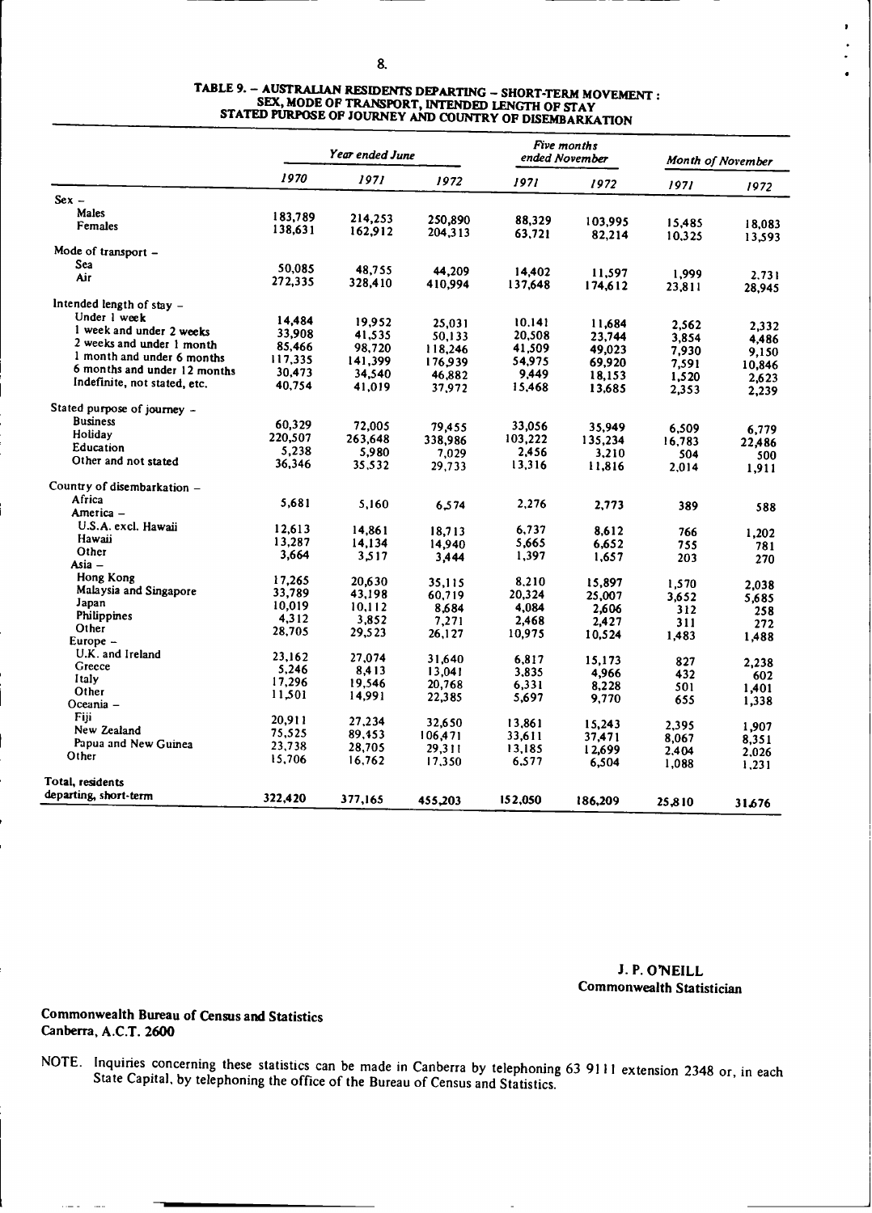## TABLE 9. – AUSTRALIAN RESIDENTS DEPARTING – SHORT-TERM MOVEMENT : SEX, MODE OF TRANSPORT, INTENDED LENGTH OF STAY STATED PURPOSE OF JOURNEY AND COUNTRY OF DISEMBARKATION

| | *Year ended June* | | | *Five months ended November* | | *Month of November* | |
|---|---|---|---|---|---|---|---|
| | *1970* | *1971* | *1972* | *1971* | *1972* | *1971* | *1972* |
| Sex – | | | | | | | |
| Males | 183,789 | 214,253 | 250,890 | 88,329 | 103,995 | 15,485 | 18,083 |
| Females | 138,631 | 162,912 | 204,313 | 63,721 | 82,214 | 10,325 | 13,593 |
| Mode of transport – | | | | | | | |
| Sea | 50,085 | 48,755 | 44,209 | 14,402 | 11,597 | 1,999 | 2,731 |
| Air | 272,335 | 328,410 | 410,994 | 137,648 | 174,612 | 23,811 | 28,945 |
| Intended length of stay – | | | | | | | |
| Under 1 week | 14,484 | 19,952 | 25,031 | 10,141 | 11,684 | 2,562 | 2,332 |
| 1 week and under 2 weeks | 33,908 | 41,535 | 50,133 | 20,508 | 23,744 | 3,854 | 4,486 |
| 2 weeks and under 1 month | 85,466 | 98,720 | 118,246 | 41,509 | 49,023 | 7,930 | 9,150 |
| 1 month and under 6 months | 117,335 | 141,399 | 176,939 | 54,975 | 69,920 | 7,591 | 10,846 |
| 6 months and under 12 months | 30,473 | 34,540 | 46,882 | 9,449 | 18,153 | 1,520 | 2,623 |
| Indefinite, not stated, etc. | 40,754 | 41,019 | 37,972 | 15,468 | 13,685 | 2,353 | 2,239 |
| Stated purpose of journey – | | | | | | | |
| Business | 60,329 | 72,005 | 79,455 | 33,056 | 35,949 | 6,509 | 6,779 |
| Holiday | 220,507 | 263,648 | 338,986 | 103,222 | 135,234 | 16,783 | 22,486 |
| Education | 5,238 | 5,980 | 7,029 | 2,456 | 3,210 | 504 | 500 |
| Other and not stated | 36,346 | 35,532 | 29,733 | 13,316 | 11,816 | 2,014 | 1,911 |
| Country of disembarkation – | | | | | | | |
| Africa | 5,681 | 5,160 | 6,574 | 2,276 | 2,773 | 389 | 588 |
| America – | | | | | | | |
| U.S.A. excl. Hawaii | 12,613 | 14,861 | 18,713 | 6,737 | 8,612 | 766 | 1,202 |
| Hawaii | 13,287 | 14,134 | 14,940 | 5,665 | 6,652 | 755 | 781 |
| Other | 3,664 | 3,517 | 3,444 | 1,397 | 1,657 | 203 | 270 |
| Asia – | | | | | | | |
| Hong Kong | 17,265 | 20,630 | 35,115 | 8,210 | 15,897 | 1,570 | 2,038 |
| Malaysia and Singapore | 33,789 | 43,198 | 60,719 | 20,324 | 25,007 | 3,652 | 5,685 |
| Japan | 10,019 | 10,112 | 8,684 | 4,084 | 2,606 | 312 | 258 |
| Philippines | 4,312 | 3,852 | 7,271 | 2,468 | 2,427 | 311 | 272 |
| Other | 28,705 | 29,523 | 26,127 | 10,975 | 10,524 | 1,483 | 1,488 |
| Europe – | | | | | | | |
| U.K. and Ireland | 23,162 | 27,074 | 31,640 | 6,817 | 15,173 | 827 | 2,238 |
| Greece | 5,246 | 8,413 | 13,041 | 3,835 | 4,966 | 432 | 602 |
| Italy | 17,296 | 19,546 | 20,768 | 6,331 | 8,228 | 501 | 1,401 |
| Other | 11,501 | 14,991 | 22,385 | 5,697 | 9,770 | 655 | 1,338 |
| Oceania – | | | | | | | |
| Fiji | 20,911 | 27,234 | 32,650 | 13,861 | 15,243 | 2,395 | 1,907 |
| New Zealand | 75,525 | 89,453 | 106,471 | 33,611 | 37,471 | 8,067 | 8,351 |
| Papua and New Guinea | 23,738 | 28,705 | 29,311 | 13,185 | 12,699 | 2,404 | 2,026 |
| Other | 15,706 | 16,762 | 17,350 | 6,577 | 6,504 | 1,088 | 1,231 |
| Total, residents departing, short-term | 322,420 | 377,165 | 455,203 | 152,050 | 186,209 | 25,810 | 31,676 |

**J. P. O'NEILL**
**Commonwealth Statistician**

**Commonwealth Bureau of Census and Statistics**
**Canberra, A.C.T. 2600**

NOTE. Inquiries concerning these statistics can be made in Canberra by telephoning 63 9111 extension 2348 or, in each State Capital, by telephoning the office of the Bureau of Census and Statistics.